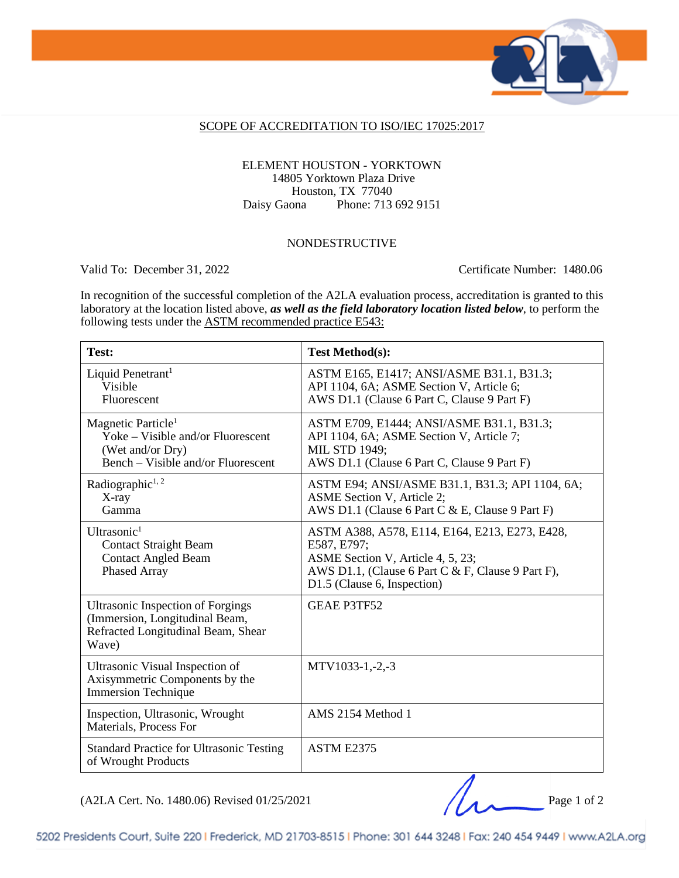SCOPE OF ACCREDITATION TO ISO/IEC 17025:2017

ELEMENT HOUSTON - YORKTOWN
14805 Yorktown Plaza Drive
Houston, TX 77040
Daisy Gaona Phone: 713 692 9151

NONDESTRUCTIVE

Valid To: December 31, 2022 Certificate Number: 1480.06

In recognition of the successful completion of the A2LA evaluation process, accreditation is granted to this laboratory at the location listed above, ***as well as the field laboratory location listed below***, to perform the following tests under the ASTM recommended practice E543:

| Test: | Test Method(s): |
|---|---|
| Liquid Penetrant[1]<br>Visible<br>Fluorescent | ASTM E165, E1417; ANSI/ASME B31.1, B31.3;<br>API 1104, 6A; ASME Section V, Article 6;<br>AWS D1.1 (Clause 6 Part C, Clause 9 Part F) |
| Magnetic Particle[1]<br>Yoke – Visible and/or Fluorescent (Wet and/or Dry)<br>Bench – Visible and/or Fluorescent | ASTM E709, E1444; ANSI/ASME B31.1, B31.3;<br>API 1104, 6A; ASME Section V, Article 7;<br>MIL STD 1949;<br>AWS D1.1 (Clause 6 Part C, Clause 9 Part F) |
| Radiographic[1, 2]<br>X-ray<br>Gamma | ASTM E94; ANSI/ASME B31.1, B31.3; API 1104, 6A;<br>ASME Section V, Article 2;<br>AWS D1.1 (Clause 6 Part C & E, Clause 9 Part F) |
| Ultrasonic[1]<br>Contact Straight Beam<br>Contact Angled Beam<br>Phased Array | ASTM A388, A578, E114, E164, E213, E273, E428, E587, E797;<br>ASME Section V, Article 4, 5, 23;<br>AWS D1.1, (Clause 6 Part C & F, Clause 9 Part F), D1.5 (Clause 6, Inspection) |
| Ultrasonic Inspection of Forgings (Immersion, Longitudinal Beam, Refracted Longitudinal Beam, Shear Wave) | GEAE P3TF52 |
| Ultrasonic Visual Inspection of Axisymmetric Components by the Immersion Technique | MTV1033-1,-2,-3 |
| Inspection, Ultrasonic, Wrought Materials, Process For | AMS 2154 Method 1 |
| Standard Practice for Ultrasonic Testing of Wrought Products | ASTM E2375 |

(A2LA Cert. No. 1480.06) Revised 01/25/2021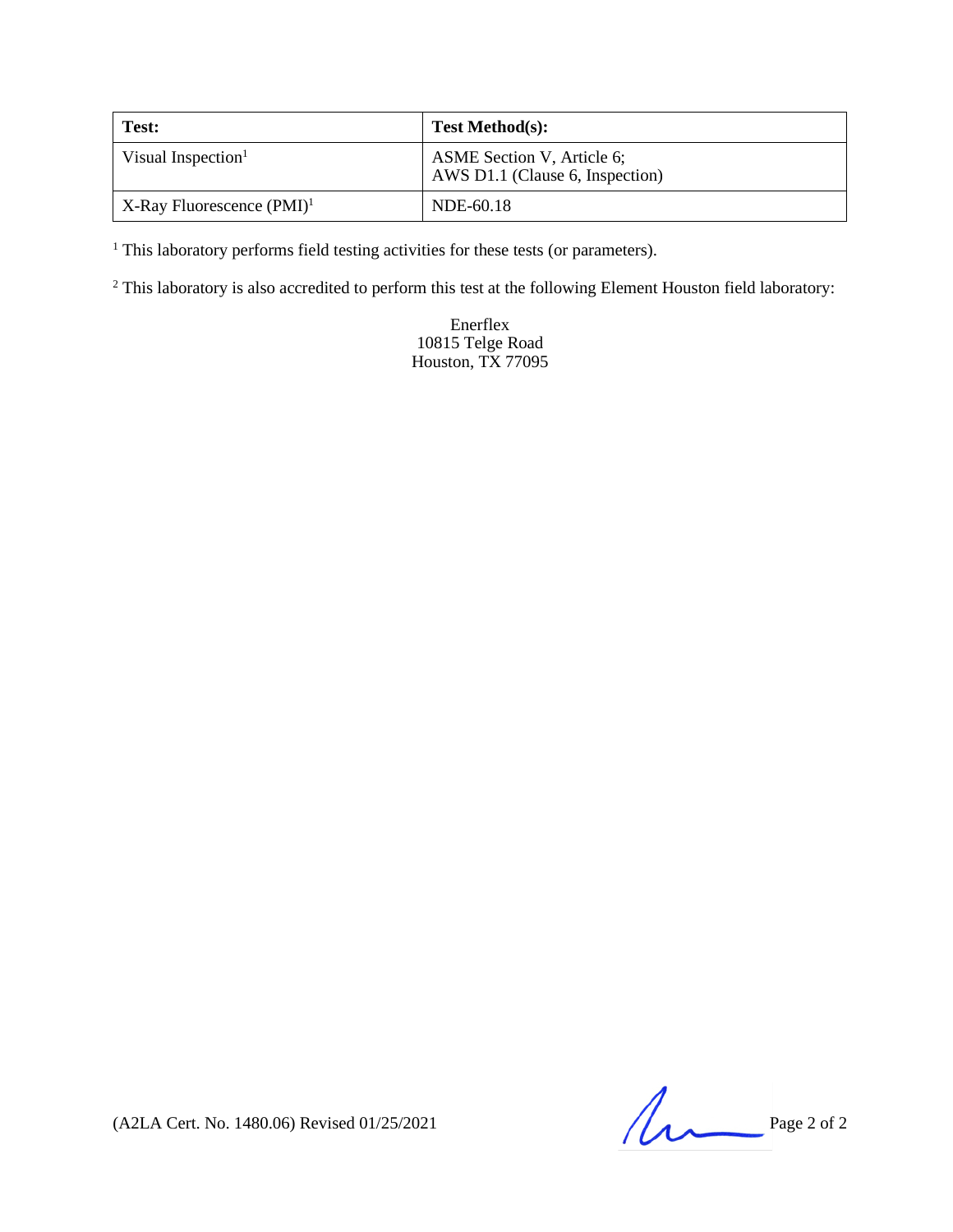| Test: | Test Method(s): |
|---|---|
| Visual Inspection[1] | ASME Section V, Article 6; AWS D1.1 (Clause 6, Inspection) |
| X-Ray Fluorescence (PMI)[1] | NDE-60.18 |

[1] This laboratory performs field testing activities for these tests (or parameters).

[2] This laboratory is also accredited to perform this test at the following Element Houston field laboratory:

Enerflex
10815 Telge Road
Houston, TX 77095

(A2LA Cert. No. 1480.06) Revised 01/25/2021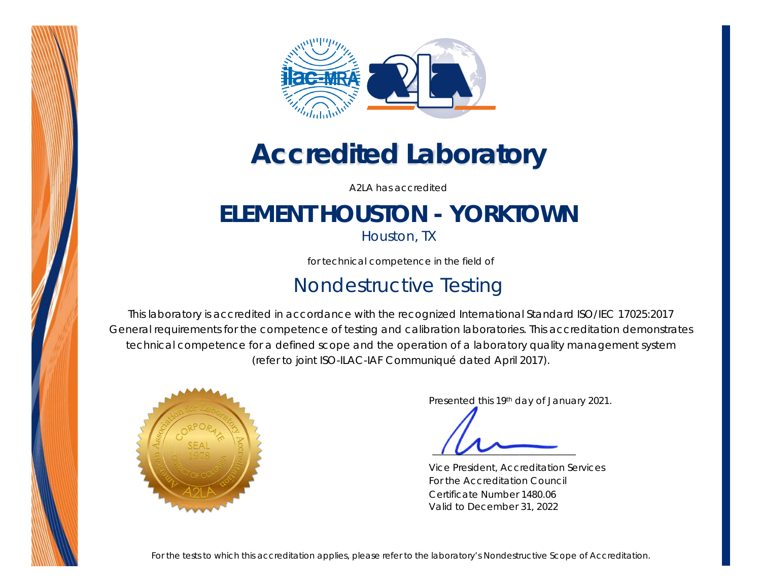# Accredited Laboratory

A2LA has accredited

## ELEMENT HOUSTON - YORKTOWN

Houston, TX

for technical competence in the field of

## Nondestructive Testing

This laboratory is accredited in accordance with the recognized International Standard ISO/IEC 17025:2017 General requirements for the competence of testing and calibration laboratories. This accreditation demonstrates technical competence for a defined scope and the operation of a laboratory quality management system (refer to joint ISO-ILAC-IAF Communiqué dated April 2017).

Presented this 19th day of January 2021.

Vice President, Accreditation Services
For the Accreditation Council
Certificate Number 1480.06
Valid to December 31, 2022

For the tests to which this accreditation applies, please refer to the laboratory's Nondestructive Scope of Accreditation.